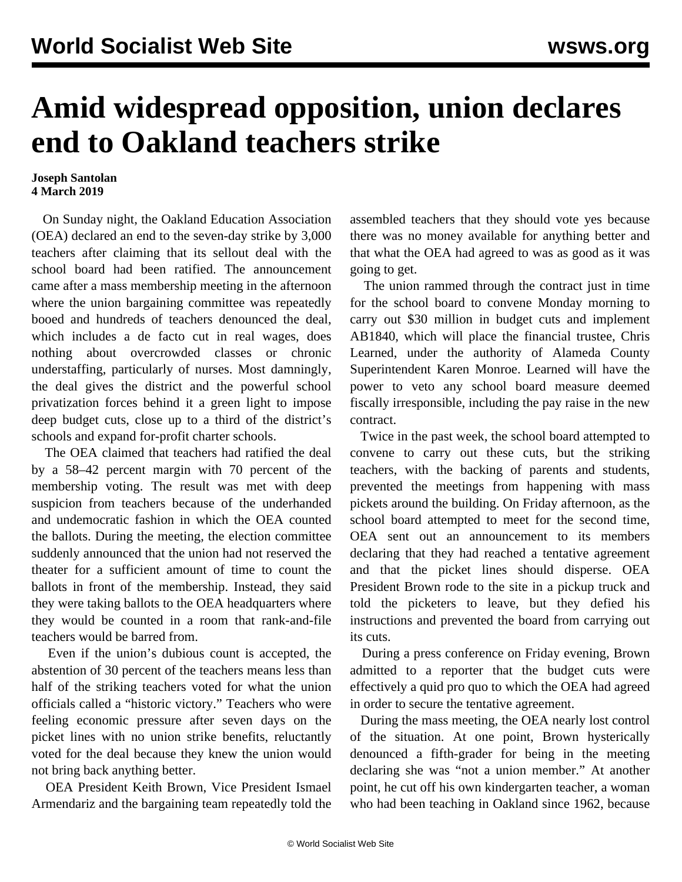# Amid widespread opposition, union declares end to Oakland teachers strike

**Joseph Santolan**
**4 March 2019**

On Sunday night, the Oakland Education Association (OEA) declared an end to the seven-day strike by 3,000 teachers after claiming that its sellout deal with the school board had been ratified. The announcement came after a mass membership meeting in the afternoon where the union bargaining committee was repeatedly booed and hundreds of teachers denounced the deal, which includes a de facto cut in real wages, does nothing about overcrowded classes or chronic understaffing, particularly of nurses. Most damningly, the deal gives the district and the powerful school privatization forces behind it a green light to impose deep budget cuts, close up to a third of the district's schools and expand for-profit charter schools.

The OEA claimed that teachers had ratified the deal by a 58–42 percent margin with 70 percent of the membership voting. The result was met with deep suspicion from teachers because of the underhanded and undemocratic fashion in which the OEA counted the ballots. During the meeting, the election committee suddenly announced that the union had not reserved the theater for a sufficient amount of time to count the ballots in front of the membership. Instead, they said they were taking ballots to the OEA headquarters where they would be counted in a room that rank-and-file teachers would be barred from.

Even if the union's dubious count is accepted, the abstention of 30 percent of the teachers means less than half of the striking teachers voted for what the union officials called a "historic victory." Teachers who were feeling economic pressure after seven days on the picket lines with no union strike benefits, reluctantly voted for the deal because they knew the union would not bring back anything better.

OEA President Keith Brown, Vice President Ismael Armendariz and the bargaining team repeatedly told the assembled teachers that they should vote yes because there was no money available for anything better and that what the OEA had agreed to was as good as it was going to get.

The union rammed through the contract just in time for the school board to convene Monday morning to carry out $30 million in budget cuts and implement AB1840, which will place the financial trustee, Chris Learned, under the authority of Alameda County Superintendent Karen Monroe. Learned will have the power to veto any school board measure deemed fiscally irresponsible, including the pay raise in the new contract.

Twice in the past week, the school board attempted to convene to carry out these cuts, but the striking teachers, with the backing of parents and students, prevented the meetings from happening with mass pickets around the building. On Friday afternoon, as the school board attempted to meet for the second time, OEA sent out an announcement to its members declaring that they had reached a tentative agreement and that the picket lines should disperse. OEA President Brown rode to the site in a pickup truck and told the picketers to leave, but they defied his instructions and prevented the board from carrying out its cuts.

During a press conference on Friday evening, Brown admitted to a reporter that the budget cuts were effectively a quid pro quo to which the OEA had agreed in order to secure the tentative agreement.

During the mass meeting, the OEA nearly lost control of the situation. At one point, Brown hysterically denounced a fifth-grader for being in the meeting declaring she was "not a union member." At another point, he cut off his own kindergarten teacher, a woman who had been teaching in Oakland since 1962, because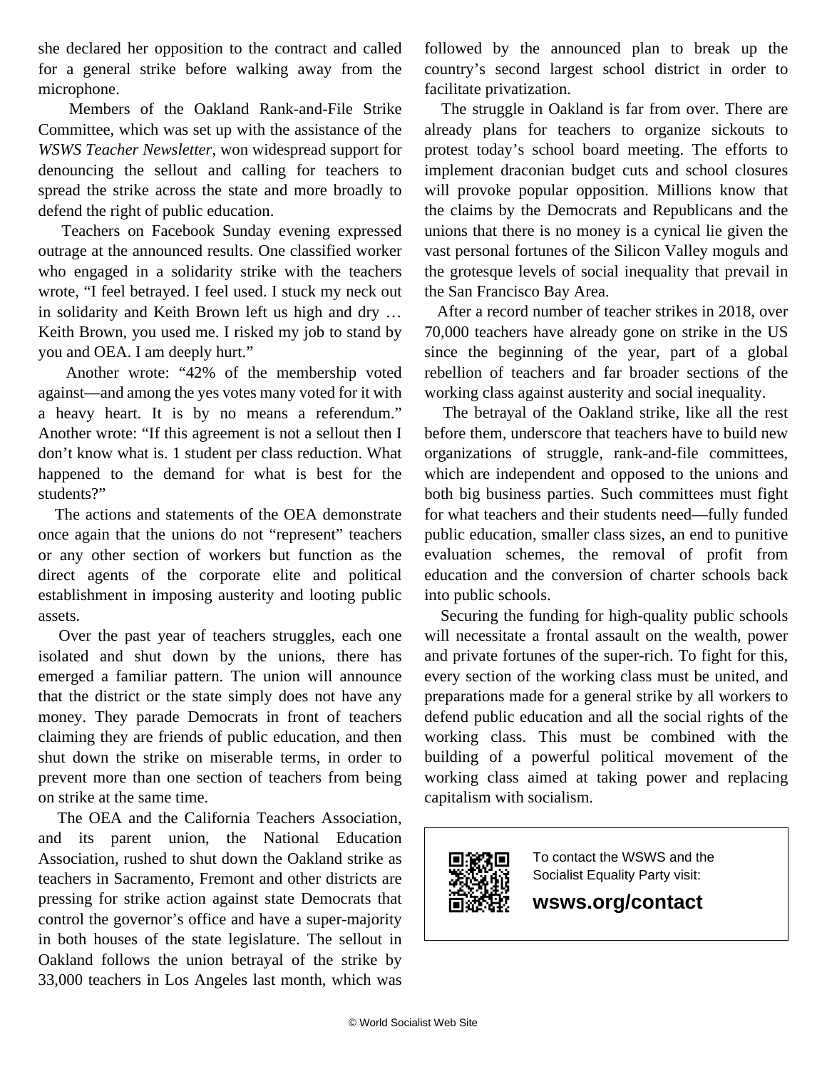she declared her opposition to the contract and called for a general strike before walking away from the microphone.

Members of the Oakland Rank-and-File Strike Committee, which was set up with the assistance of the *WSWS Teacher Newsletter*, won widespread support for denouncing the sellout and calling for teachers to spread the strike across the state and more broadly to defend the right of public education.

Teachers on Facebook Sunday evening expressed outrage at the announced results. One classified worker who engaged in a solidarity strike with the teachers wrote, "I feel betrayed. I feel used. I stuck my neck out in solidarity and Keith Brown left us high and dry … Keith Brown, you used me. I risked my job to stand by you and OEA. I am deeply hurt."

Another wrote: "42% of the membership voted against—and among the yes votes many voted for it with a heavy heart. It is by no means a referendum." Another wrote: "If this agreement is not a sellout then I don't know what is. 1 student per class reduction. What happened to the demand for what is best for the students?"

The actions and statements of the OEA demonstrate once again that the unions do not "represent" teachers or any other section of workers but function as the direct agents of the corporate elite and political establishment in imposing austerity and looting public assets.

Over the past year of teachers struggles, each one isolated and shut down by the unions, there has emerged a familiar pattern. The union will announce that the district or the state simply does not have any money. They parade Democrats in front of teachers claiming they are friends of public education, and then shut down the strike on miserable terms, in order to prevent more than one section of teachers from being on strike at the same time.

The OEA and the California Teachers Association, and its parent union, the National Education Association, rushed to shut down the Oakland strike as teachers in Sacramento, Fremont and other districts are pressing for strike action against state Democrats that control the governor's office and have a super-majority in both houses of the state legislature. The sellout in Oakland follows the union betrayal of the strike by 33,000 teachers in Los Angeles last month, which was followed by the announced plan to break up the country's second largest school district in order to facilitate privatization.

The struggle in Oakland is far from over. There are already plans for teachers to organize sickouts to protest today's school board meeting. The efforts to implement draconian budget cuts and school closures will provoke popular opposition. Millions know that the claims by the Democrats and Republicans and the unions that there is no money is a cynical lie given the vast personal fortunes of the Silicon Valley moguls and the grotesque levels of social inequality that prevail in the San Francisco Bay Area.

After a record number of teacher strikes in 2018, over 70,000 teachers have already gone on strike in the US since the beginning of the year, part of a global rebellion of teachers and far broader sections of the working class against austerity and social inequality.

The betrayal of the Oakland strike, like all the rest before them, underscore that teachers have to build new organizations of struggle, rank-and-file committees, which are independent and opposed to the unions and both big business parties. Such committees must fight for what teachers and their students need—fully funded public education, smaller class sizes, an end to punitive evaluation schemes, the removal of profit from education and the conversion of charter schools back into public schools.

Securing the funding for high-quality public schools will necessitate a frontal assault on the wealth, power and private fortunes of the super-rich. To fight for this, every section of the working class must be united, and preparations made for a general strike by all workers to defend public education and all the social rights of the working class. This must be combined with the building of a powerful political movement of the working class aimed at taking power and replacing capitalism with socialism.

To contact the WSWS and the Socialist Equality Party visit:

**wsws.org/contact**